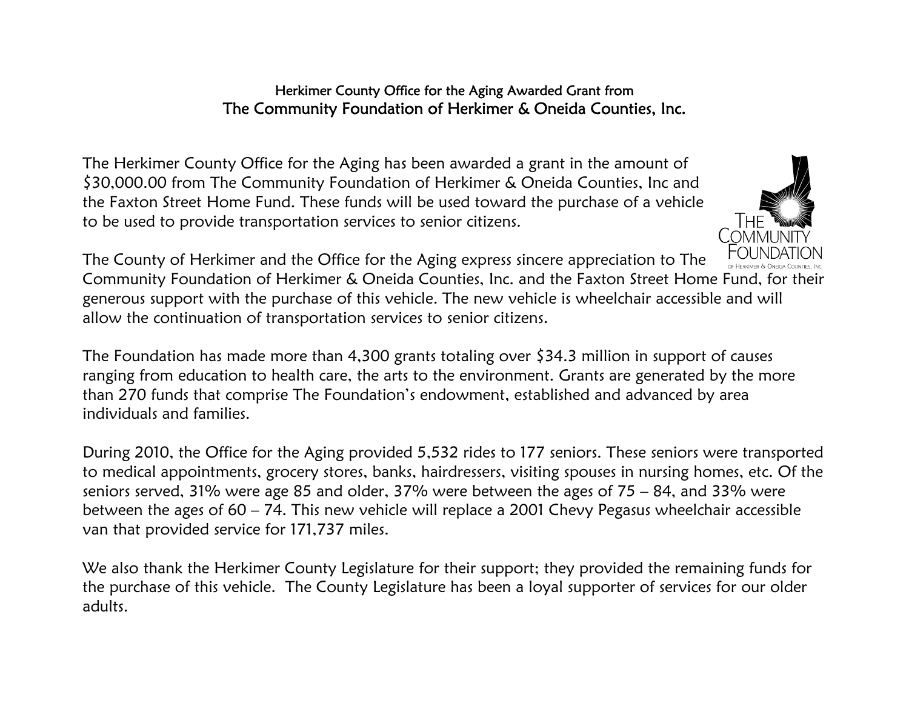## Herkimer County Office for the Aging Awarded Grant from

# The Community Foundation of Herkimer & Oneida Counties, Inc.

The Herkimer County Office for the Aging has been awarded a grant in the amount of $30,000.00 from The Community Foundation of Herkimer & Oneida Counties, Inc and the Faxton Street Home Fund. These funds will be used toward the purchase of a vehicle to be used to provide transportation services to senior citizens.

The County of Herkimer and the Office for the Aging express sincere appreciation to The Community Foundation of Herkimer & Oneida Counties, Inc. and the Faxton Street Home Fund, for their generous support with the purchase of this vehicle. The new vehicle is wheelchair accessible and will allow the continuation of transportation services to senior citizens.

The Foundation has made more than 4,300 grants totaling over $34.3 million in support of causes ranging from education to health care, the arts to the environment. Grants are generated by the more than 270 funds that comprise The Foundation's endowment, established and advanced by area individuals and families.

During 2010, the Office for the Aging provided 5,532 rides to 177 seniors. These seniors were transported to medical appointments, grocery stores, banks, hairdressers, visiting spouses in nursing homes, etc. Of the seniors served, 31% were age 85 and older, 37% were between the ages of 75 – 84, and 33% were between the ages of 60 – 74. This new vehicle will replace a 2001 Chevy Pegasus wheelchair accessible van that provided service for 171,737 miles.

We also thank the Herkimer County Legislature for their support; they provided the remaining funds for the purchase of this vehicle. The County Legislature has been a loyal supporter of services for our older adults.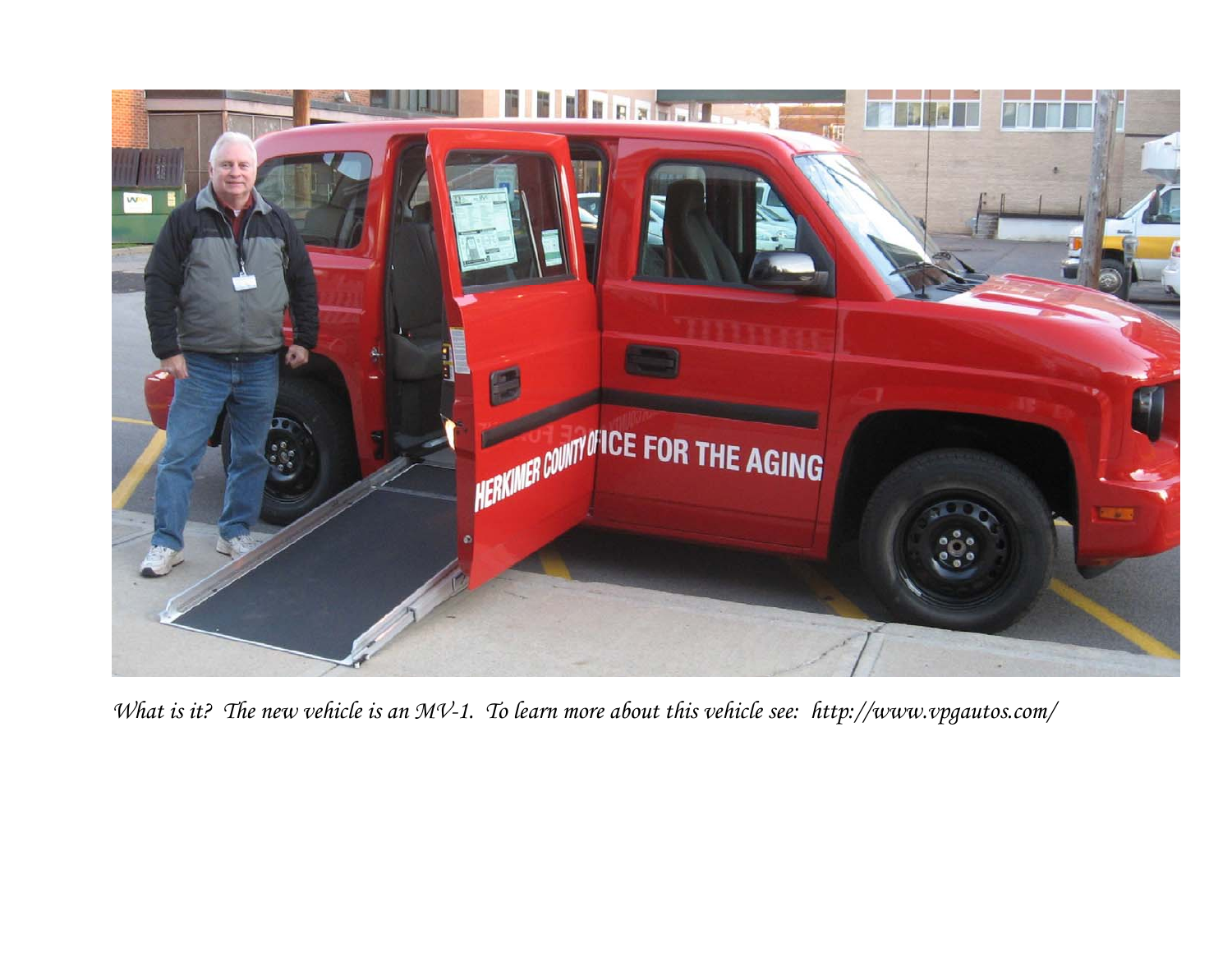*What is it? The new vehicle is an MV-1. To learn more about this vehicle see: http://www.vpgautos.com/*